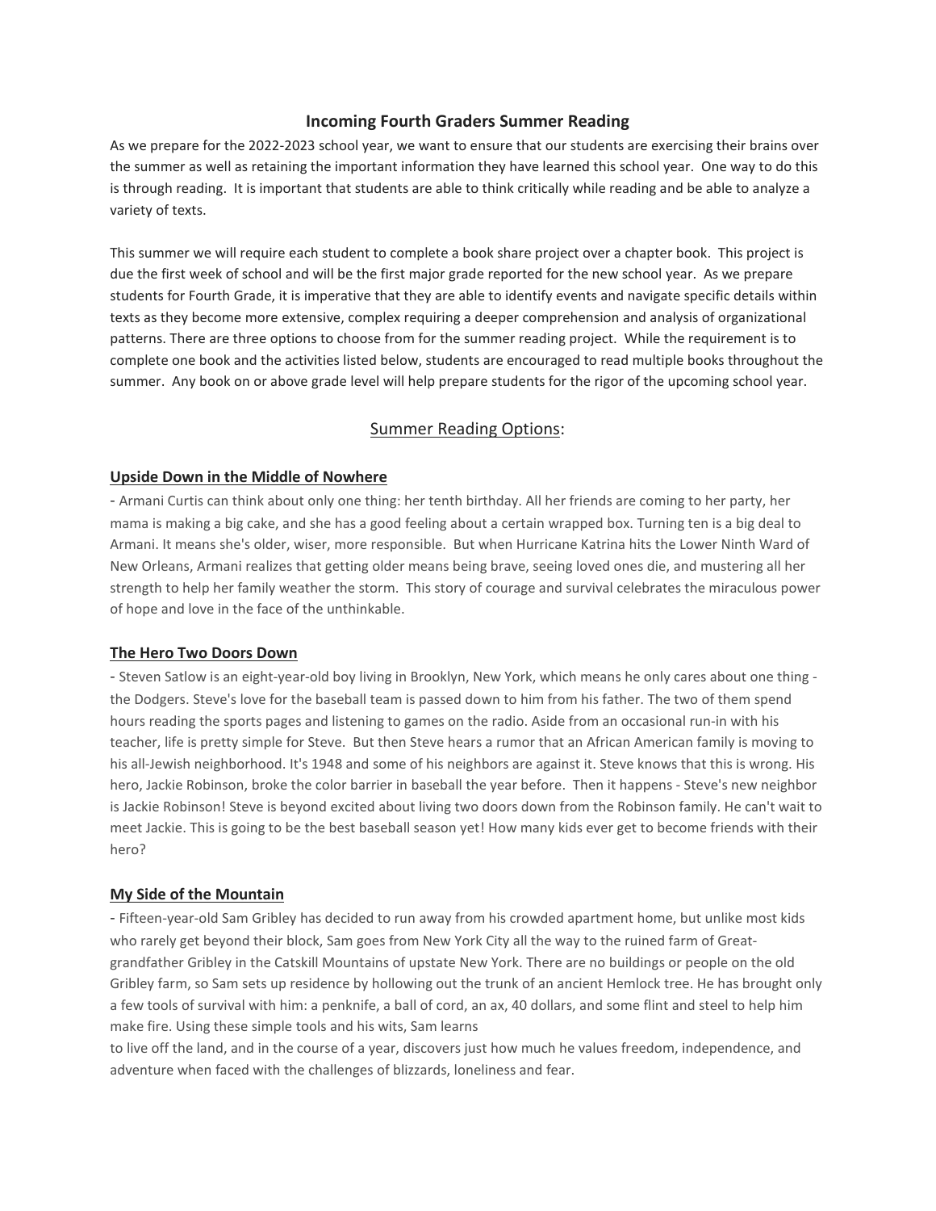# Incoming Fourth Graders Summer Reading

As we prepare for the 2022-2023 school year, we want to ensure that our students are exercising their brains over the summer as well as retaining the important information they have learned this school year. One way to do this is through reading. It is important that students are able to think critically while reading and be able to analyze a variety of texts.

This summer we will require each student to complete a book share project over a chapter book. This project is due the first week of school and will be the first major grade reported for the new school year. As we prepare students for Fourth Grade, it is imperative that they are able to identify events and navigate specific details within texts as they become more extensive, complex requiring a deeper comprehension and analysis of organizational patterns. There are three options to choose from for the summer reading project. While the requirement is to complete one book and the activities listed below, students are encouraged to read multiple books throughout the summer. Any book on or above grade level will help prepare students for the rigor of the upcoming school year.

## Summer Reading Options:

### Upside Down in the Middle of Nowhere

- Armani Curtis can think about only one thing: her tenth birthday. All her friends are coming to her party, her mama is making a big cake, and she has a good feeling about a certain wrapped box. Turning ten is a big deal to Armani. It means she's older, wiser, more responsible. But when Hurricane Katrina hits the Lower Ninth Ward of New Orleans, Armani realizes that getting older means being brave, seeing loved ones die, and mustering all her strength to help her family weather the storm. This story of courage and survival celebrates the miraculous power of hope and love in the face of the unthinkable.

### The Hero Two Doors Down

- Steven Satlow is an eight-year-old boy living in Brooklyn, New York, which means he only cares about one thing - the Dodgers. Steve's love for the baseball team is passed down to him from his father. The two of them spend hours reading the sports pages and listening to games on the radio. Aside from an occasional run-in with his teacher, life is pretty simple for Steve. But then Steve hears a rumor that an African American family is moving to his all-Jewish neighborhood. It's 1948 and some of his neighbors are against it. Steve knows that this is wrong. His hero, Jackie Robinson, broke the color barrier in baseball the year before. Then it happens - Steve's new neighbor is Jackie Robinson! Steve is beyond excited about living two doors down from the Robinson family. He can't wait to meet Jackie. This is going to be the best baseball season yet! How many kids ever get to become friends with their hero?

### My Side of the Mountain

- Fifteen-year-old Sam Gribley has decided to run away from his crowded apartment home, but unlike most kids who rarely get beyond their block, Sam goes from New York City all the way to the ruined farm of Great-grandfather Gribley in the Catskill Mountains of upstate New York. There are no buildings or people on the old Gribley farm, so Sam sets up residence by hollowing out the trunk of an ancient Hemlock tree. He has brought only a few tools of survival with him: a penknife, a ball of cord, an ax, 40 dollars, and some flint and steel to help him make fire. Using these simple tools and his wits, Sam learns to live off the land, and in the course of a year, discovers just how much he values freedom, independence, and adventure when faced with the challenges of blizzards, loneliness and fear.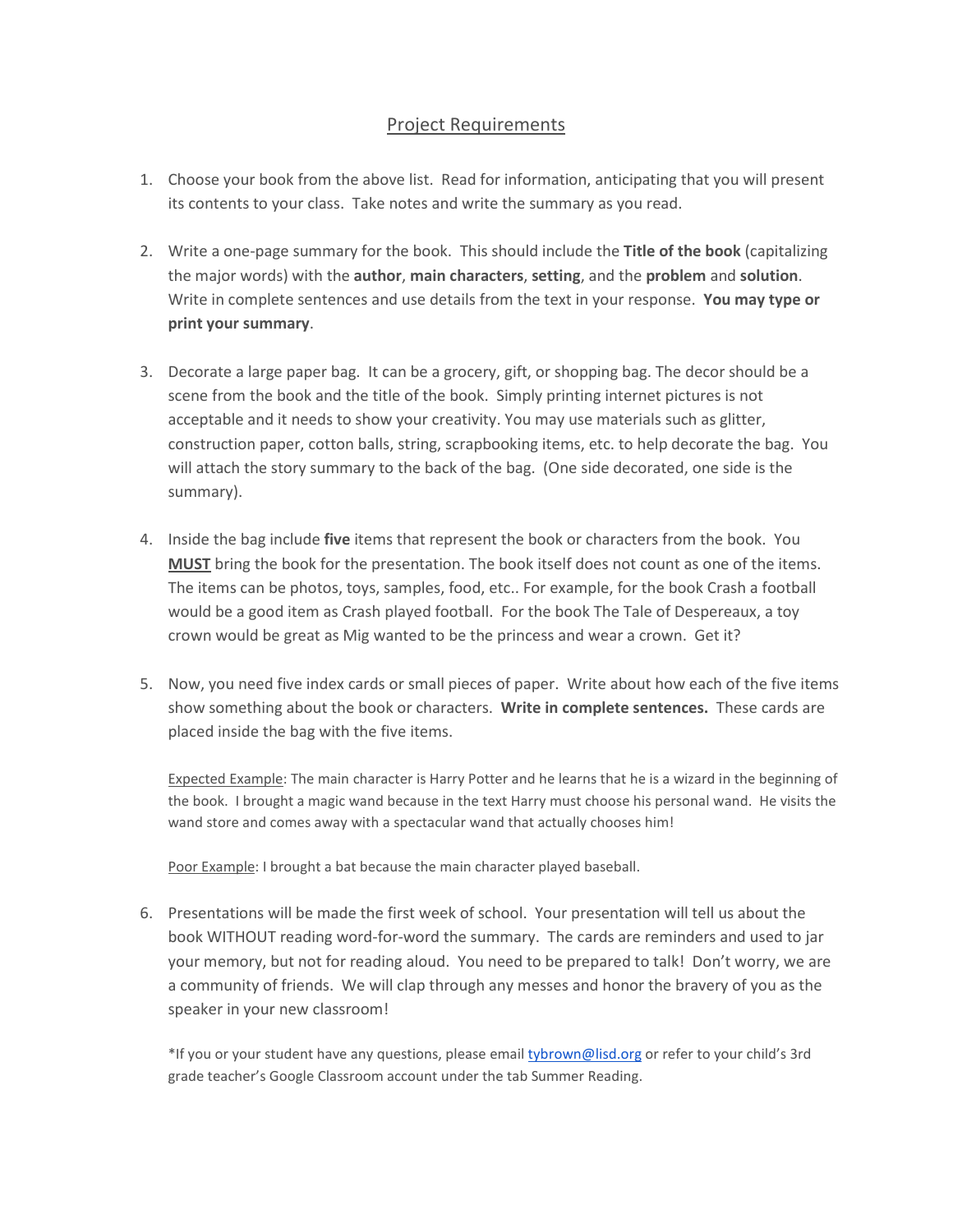## Project Requirements

1. Choose your book from the above list. Read for information, anticipating that you will present its contents to your class. Take notes and write the summary as you read.

2. Write a one-page summary for the book. This should include the **Title of the book** (capitalizing the major words) with the **author**, **main characters**, **setting**, and the **problem** and **solution**. Write in complete sentences and use details from the text in your response. **You may type or print your summary**.

3. Decorate a large paper bag. It can be a grocery, gift, or shopping bag. The decor should be a scene from the book and the title of the book. Simply printing internet pictures is not acceptable and it needs to show your creativity. You may use materials such as glitter, construction paper, cotton balls, string, scrapbooking items, etc. to help decorate the bag. You will attach the story summary to the back of the bag. (One side decorated, one side is the summary).

4. Inside the bag include **five** items that represent the book or characters from the book. You <u>**MUST**</u> bring the book for the presentation. The book itself does not count as one of the items. The items can be photos, toys, samples, food, etc.. For example, for the book Crash a football would be a good item as Crash played football. For the book The Tale of Despereaux, a toy crown would be great as Mig wanted to be the princess and wear a crown. Get it?

5. Now, you need five index cards or small pieces of paper. Write about how each of the five items show something about the book or characters. **Write in complete sentences.** These cards are placed inside the bag with the five items.

   <u>Expected Example</u>: The main character is Harry Potter and he learns that he is a wizard in the beginning of the book. I brought a magic wand because in the text Harry must choose his personal wand. He visits the wand store and comes away with a spectacular wand that actually chooses him!

   <u>Poor Example</u>: I brought a bat because the main character played baseball.

6. Presentations will be made the first week of school. Your presentation will tell us about the book WITHOUT reading word-for-word the summary. The cards are reminders and used to jar your memory, but not for reading aloud. You need to be prepared to talk! Don't worry, we are a community of friends. We will clap through any messes and honor the bravery of you as the speaker in your new classroom!

   *If you or your student have any questions, please email tybrown@lisd.org or refer to your child's 3rd grade teacher's Google Classroom account under the tab Summer Reading.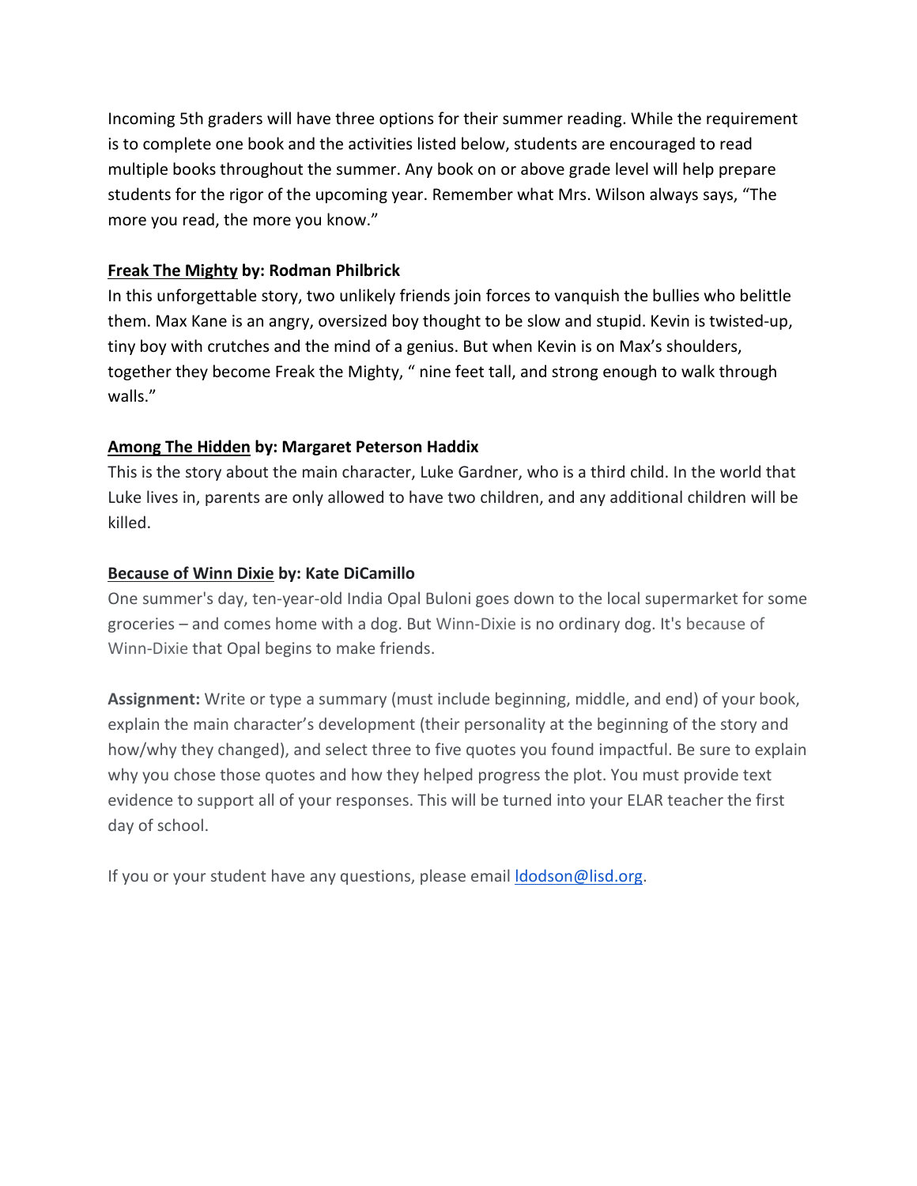Incoming 5th graders will have three options for their summer reading. While the requirement is to complete one book and the activities listed below, students are encouraged to read multiple books throughout the summer. Any book on or above grade level will help prepare students for the rigor of the upcoming year. Remember what Mrs. Wilson always says, "The more you read, the more you know."

**Freak The Mighty by: Rodman Philbrick**

In this unforgettable story, two unlikely friends join forces to vanquish the bullies who belittle them. Max Kane is an angry, oversized boy thought to be slow and stupid. Kevin is twisted-up, tiny boy with crutches and the mind of a genius. But when Kevin is on Max's shoulders, together they become Freak the Mighty, " nine feet tall, and strong enough to walk through walls."

**Among The Hidden by: Margaret Peterson Haddix**

This is the story about the main character, Luke Gardner, who is a third child. In the world that Luke lives in, parents are only allowed to have two children, and any additional children will be killed.

**Because of Winn Dixie by: Kate DiCamillo**

One summer's day, ten-year-old India Opal Buloni goes down to the local supermarket for some groceries – and comes home with a dog. But Winn-Dixie is no ordinary dog. It's because of Winn-Dixie that Opal begins to make friends.

**Assignment:** Write or type a summary (must include beginning, middle, and end) of your book, explain the main character's development (their personality at the beginning of the story and how/why they changed), and select three to five quotes you found impactful. Be sure to explain why you chose those quotes and how they helped progress the plot. You must provide text evidence to support all of your responses. This will be turned into your ELAR teacher the first day of school.

If you or your student have any questions, please email ldodson@lisd.org.